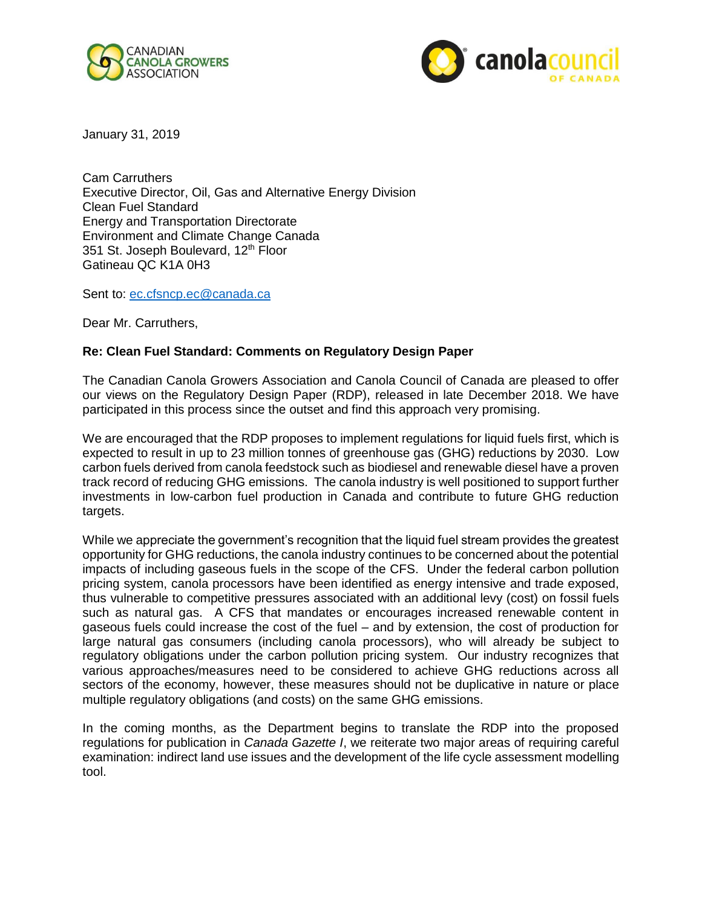CANADIAN CANOLA GROWERS ASSOCIATION

canola council OF CANADA

January 31, 2019

Cam Carruthers
Executive Director, Oil, Gas and Alternative Energy Division
Clean Fuel Standard
Energy and Transportation Directorate
Environment and Climate Change Canada
351 St. Joseph Boulevard, 12th Floor
Gatineau QC K1A 0H3

Sent to: ec.cfsncp.ec@canada.ca

Dear Mr. Carruthers,

**Re: Clean Fuel Standard: Comments on Regulatory Design Paper**

The Canadian Canola Growers Association and Canola Council of Canada are pleased to offer our views on the Regulatory Design Paper (RDP), released in late December 2018. We have participated in this process since the outset and find this approach very promising.

We are encouraged that the RDP proposes to implement regulations for liquid fuels first, which is expected to result in up to 23 million tonnes of greenhouse gas (GHG) reductions by 2030. Low carbon fuels derived from canola feedstock such as biodiesel and renewable diesel have a proven track record of reducing GHG emissions. The canola industry is well positioned to support further investments in low-carbon fuel production in Canada and contribute to future GHG reduction targets.

While we appreciate the government's recognition that the liquid fuel stream provides the greatest opportunity for GHG reductions, the canola industry continues to be concerned about the potential impacts of including gaseous fuels in the scope of the CFS. Under the federal carbon pollution pricing system, canola processors have been identified as energy intensive and trade exposed, thus vulnerable to competitive pressures associated with an additional levy (cost) on fossil fuels such as natural gas. A CFS that mandates or encourages increased renewable content in gaseous fuels could increase the cost of the fuel – and by extension, the cost of production for large natural gas consumers (including canola processors), who will already be subject to regulatory obligations under the carbon pollution pricing system. Our industry recognizes that various approaches/measures need to be considered to achieve GHG reductions across all sectors of the economy, however, these measures should not be duplicative in nature or place multiple regulatory obligations (and costs) on the same GHG emissions.

In the coming months, as the Department begins to translate the RDP into the proposed regulations for publication in *Canada Gazette I*, we reiterate two major areas of requiring careful examination: indirect land use issues and the development of the life cycle assessment modelling tool.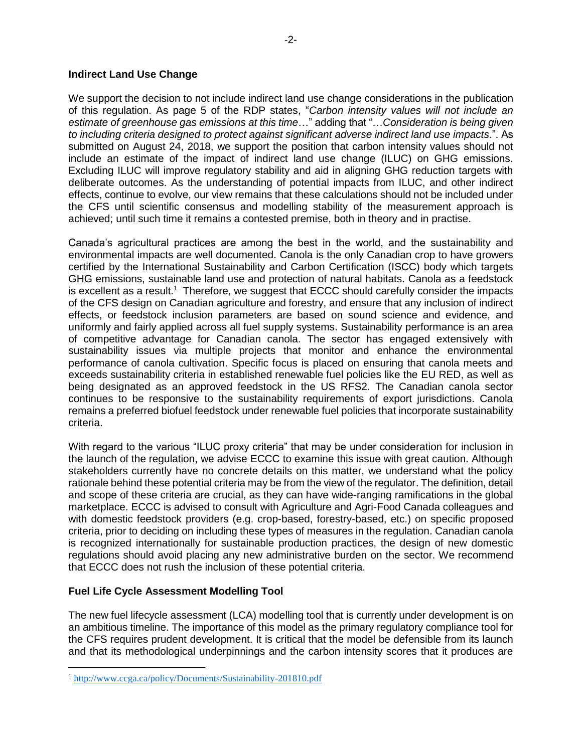**Indirect Land Use Change**

We support the decision to not include indirect land use change considerations in the publication of this regulation. As page 5 of the RDP states, "*Carbon intensity values will not include an estimate of greenhouse gas emissions at this time*…" adding that "…*Consideration is being given to including criteria designed to protect against significant adverse indirect land use impacts*.". As submitted on August 24, 2018, we support the position that carbon intensity values should not include an estimate of the impact of indirect land use change (ILUC) on GHG emissions. Excluding ILUC will improve regulatory stability and aid in aligning GHG reduction targets with deliberate outcomes. As the understanding of potential impacts from ILUC, and other indirect effects, continue to evolve, our view remains that these calculations should not be included under the CFS until scientific consensus and modelling stability of the measurement approach is achieved; until such time it remains a contested premise, both in theory and in practise.

Canada's agricultural practices are among the best in the world, and the sustainability and environmental impacts are well documented. Canola is the only Canadian crop to have growers certified by the International Sustainability and Carbon Certification (ISCC) body which targets GHG emissions, sustainable land use and protection of natural habitats. Canola as a feedstock is excellent as a result.[1] Therefore, we suggest that ECCC should carefully consider the impacts of the CFS design on Canadian agriculture and forestry, and ensure that any inclusion of indirect effects, or feedstock inclusion parameters are based on sound science and evidence, and uniformly and fairly applied across all fuel supply systems. Sustainability performance is an area of competitive advantage for Canadian canola. The sector has engaged extensively with sustainability issues via multiple projects that monitor and enhance the environmental performance of canola cultivation. Specific focus is placed on ensuring that canola meets and exceeds sustainability criteria in established renewable fuel policies like the EU RED, as well as being designated as an approved feedstock in the US RFS2. The Canadian canola sector continues to be responsive to the sustainability requirements of export jurisdictions. Canola remains a preferred biofuel feedstock under renewable fuel policies that incorporate sustainability criteria.

With regard to the various "ILUC proxy criteria" that may be under consideration for inclusion in the launch of the regulation, we advise ECCC to examine this issue with great caution. Although stakeholders currently have no concrete details on this matter, we understand what the policy rationale behind these potential criteria may be from the view of the regulator. The definition, detail and scope of these criteria are crucial, as they can have wide-ranging ramifications in the global marketplace. ECCC is advised to consult with Agriculture and Agri-Food Canada colleagues and with domestic feedstock providers (e.g. crop-based, forestry-based, etc.) on specific proposed criteria, prior to deciding on including these types of measures in the regulation. Canadian canola is recognized internationally for sustainable production practices, the design of new domestic regulations should avoid placing any new administrative burden on the sector. We recommend that ECCC does not rush the inclusion of these potential criteria.

**Fuel Life Cycle Assessment Modelling Tool**

The new fuel lifecycle assessment (LCA) modelling tool that is currently under development is on an ambitious timeline. The importance of this model as the primary regulatory compliance tool for the CFS requires prudent development. It is critical that the model be defensible from its launch and that its methodological underpinnings and the carbon intensity scores that it produces are

---

[1] http://www.ccga.ca/policy/Documents/Sustainability-201810.pdf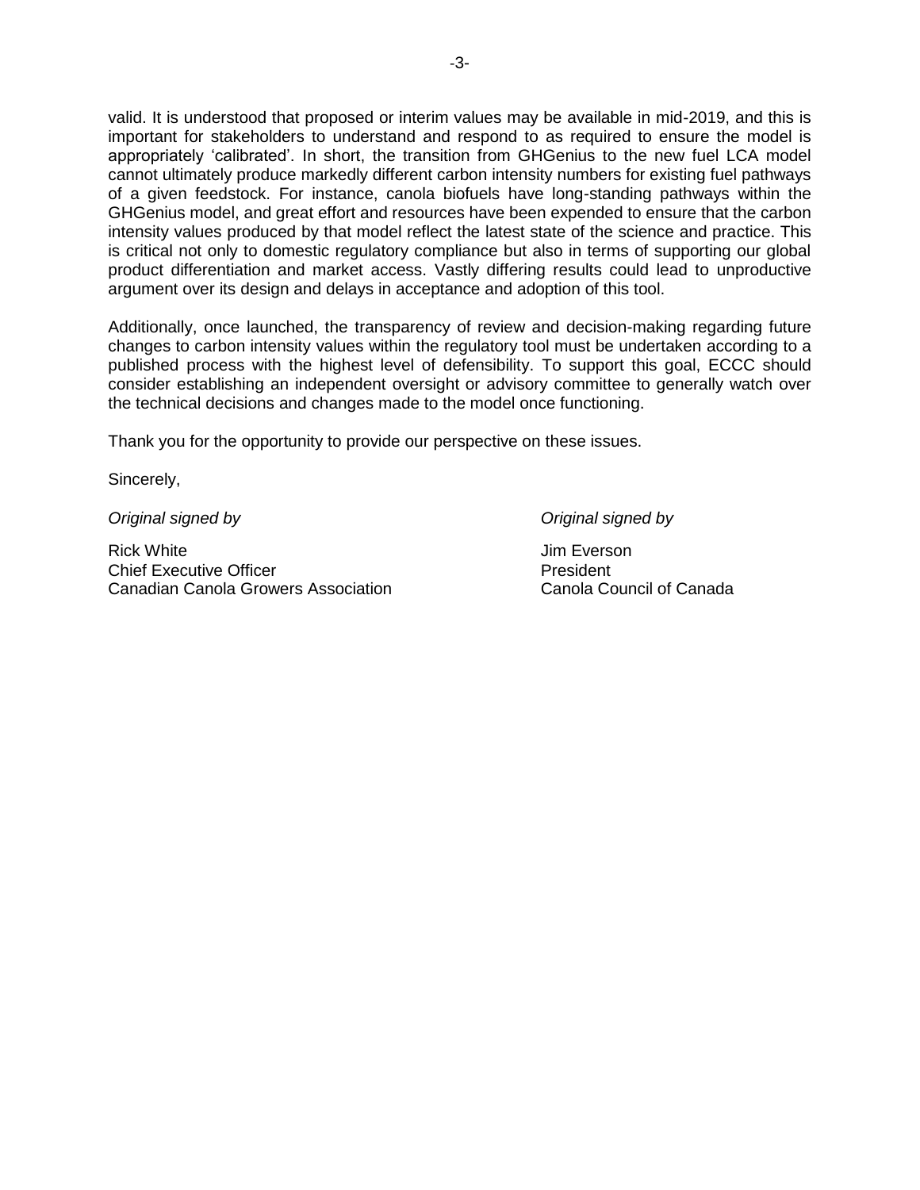valid. It is understood that proposed or interim values may be available in mid-2019, and this is important for stakeholders to understand and respond to as required to ensure the model is appropriately 'calibrated'. In short, the transition from GHGenius to the new fuel LCA model cannot ultimately produce markedly different carbon intensity numbers for existing fuel pathways of a given feedstock. For instance, canola biofuels have long-standing pathways within the GHGenius model, and great effort and resources have been expended to ensure that the carbon intensity values produced by that model reflect the latest state of the science and practice. This is critical not only to domestic regulatory compliance but also in terms of supporting our global product differentiation and market access. Vastly differing results could lead to unproductive argument over its design and delays in acceptance and adoption of this tool.

Additionally, once launched, the transparency of review and decision-making regarding future changes to carbon intensity values within the regulatory tool must be undertaken according to a published process with the highest level of defensibility. To support this goal, ECCC should consider establishing an independent oversight or advisory committee to generally watch over the technical decisions and changes made to the model once functioning.

Thank you for the opportunity to provide our perspective on these issues.

Sincerely,

*Original signed by*

Rick White
Chief Executive Officer
Canadian Canola Growers Association

*Original signed by*

Jim Everson
President
Canola Council of Canada